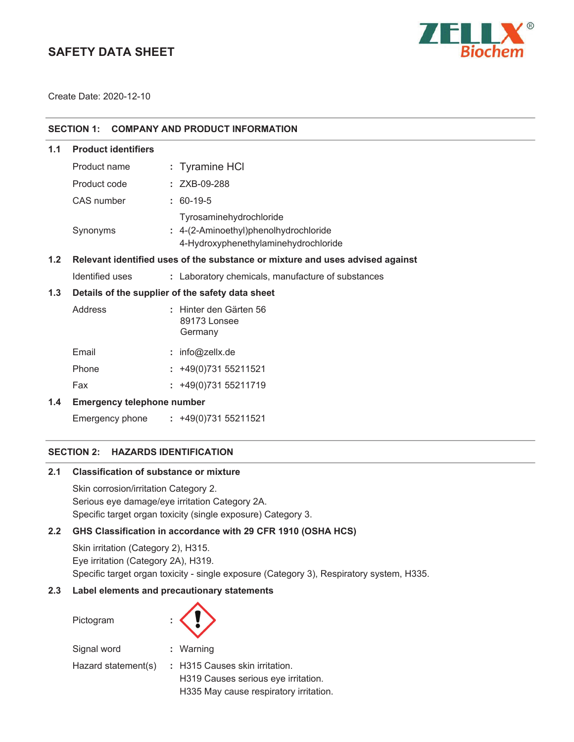# SAFETY DATA SHEET

ZELLX® Biochem

Create Date: 2020-12-10

## SECTION 1: COMPANY AND PRODUCT INFORMATION

### 1.1 Product identifiers

| | | |
|---|---|---|
| Product name | : | Tyramine HCl |
| Product code | : | ZXB-09-288 |
| CAS number | : | 60-19-5 |
| Synonyms | : | Tyrosaminehydrochloride<br>4-(2-Aminoethyl)phenolhydrochloride<br>4-Hydroxyphenethylaminehydrochloride |

### 1.2 Relevant identified uses of the substance or mixture and uses advised against

| | | |
|---|---|---|
| Identified uses | : | Laboratory chemicals, manufacture of substances |

### 1.3 Details of the supplier of the safety data sheet

| | | |
|---|---|---|
| Address | : | Hinter den Gärten 56<br>89173 Lonsee<br>Germany |
| Email | : | info@zellx.de |
| Phone | : | +49(0)731 55211521 |
| Fax | : | +49(0)731 55211719 |

### 1.4 Emergency telephone number

| | | |
|---|---|---|
| Emergency phone | : | +49(0)731 55211521 |

## SECTION 2: HAZARDS IDENTIFICATION

### 2.1 Classification of substance or mixture

Skin corrosion/irritation Category 2.
Serious eye damage/eye irritation Category 2A.
Specific target organ toxicity (single exposure) Category 3.

### 2.2 GHS Classification in accordance with 29 CFR 1910 (OSHA HCS)

Skin irritation (Category 2), H315.
Eye irritation (Category 2A), H319.
Specific target organ toxicity - single exposure (Category 3), Respiratory system, H335.

### 2.3 Label elements and precautionary statements

| | | |
|---|---|---|
| Pictogram | : | |
| Signal word | : | Warning |
| Hazard statement(s) | : | H315 Causes skin irritation.<br>H319 Causes serious eye irritation.<br>H335 May cause respiratory irritation. |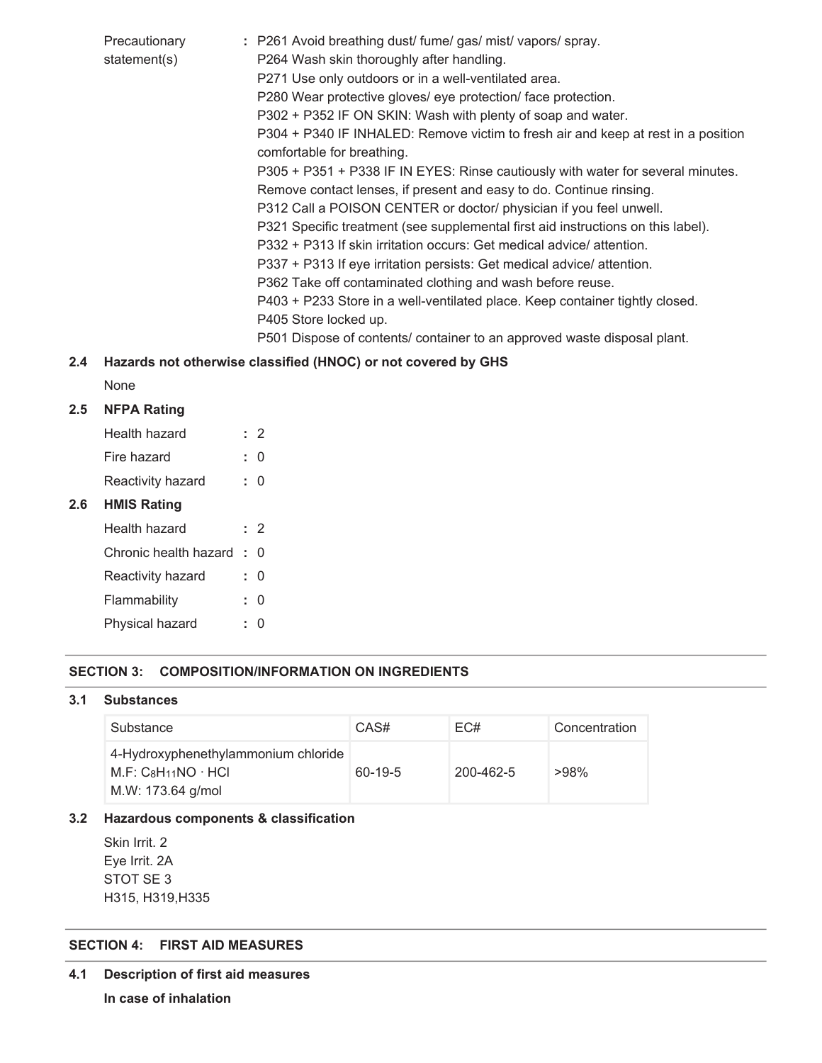Precautionary statement(s) : P261 Avoid breathing dust/ fume/ gas/ mist/ vapors/ spray.
P264 Wash skin thoroughly after handling.
P271 Use only outdoors or in a well-ventilated area.
P280 Wear protective gloves/ eye protection/ face protection.
P302 + P352 IF ON SKIN: Wash with plenty of soap and water.
P304 + P340 IF INHALED: Remove victim to fresh air and keep at rest in a position comfortable for breathing.
P305 + P351 + P338 IF IN EYES: Rinse cautiously with water for several minutes. Remove contact lenses, if present and easy to do. Continue rinsing.
P312 Call a POISON CENTER or doctor/ physician if you feel unwell.
P321 Specific treatment (see supplemental first aid instructions on this label).
P332 + P313 If skin irritation occurs: Get medical advice/ attention.
P337 + P313 If eye irritation persists: Get medical advice/ attention.
P362 Take off contaminated clothing and wash before reuse.
P403 + P233 Store in a well-ventilated place. Keep container tightly closed.
P405 Store locked up.
P501 Dispose of contents/ container to an approved waste disposal plant.

### 2.4 Hazards not otherwise classified (HNOC) or not covered by GHS

None

### 2.5 NFPA Rating

Health hazard : 2
Fire hazard : 0
Reactivity hazard : 0

### 2.6 HMIS Rating

Health hazard : 2
Chronic health hazard : 0
Reactivity hazard : 0
Flammability : 0
Physical hazard : 0

## SECTION 3: COMPOSITION/INFORMATION ON INGREDIENTS

### 3.1 Substances

| Substance | CAS# | EC# | Concentration |
|---|---|---|---|
| 4-Hydroxyphenethylammonium chloride<br>M.F: $C_8H_{11}NO \cdot HCl$<br>M.W: 173.64 g/mol | 60-19-5 | 200-462-5 | >98% |

### 3.2 Hazardous components & classification

Skin Irrit. 2
Eye Irrit. 2A
STOT SE 3
H315, H319,H335

## SECTION 4: FIRST AID MEASURES

### 4.1 Description of first aid measures

**In case of inhalation**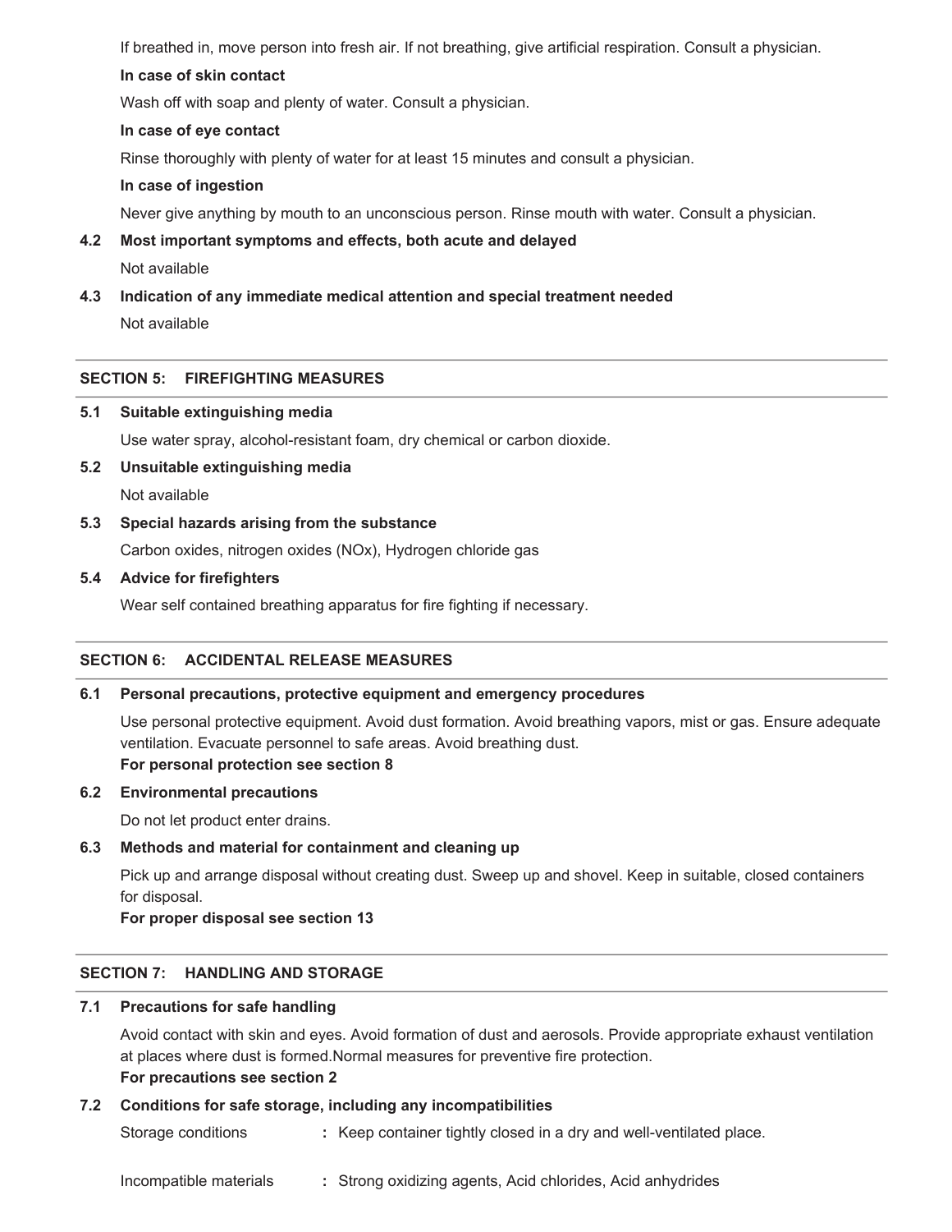If breathed in, move person into fresh air. If not breathing, give artificial respiration. Consult a physician.

**In case of skin contact**

Wash off with soap and plenty of water. Consult a physician.

**In case of eye contact**

Rinse thoroughly with plenty of water for at least 15 minutes and consult a physician.

**In case of ingestion**

Never give anything by mouth to an unconscious person. Rinse mouth with water. Consult a physician.

**4.2 Most important symptoms and effects, both acute and delayed**

Not available

**4.3 Indication of any immediate medical attention and special treatment needed**

Not available

## SECTION 5: FIREFIGHTING MEASURES

**5.1 Suitable extinguishing media**

Use water spray, alcohol-resistant foam, dry chemical or carbon dioxide.

**5.2 Unsuitable extinguishing media**

Not available

**5.3 Special hazards arising from the substance**

Carbon oxides, nitrogen oxides (NOx), Hydrogen chloride gas

**5.4 Advice for firefighters**

Wear self contained breathing apparatus for fire fighting if necessary.

## SECTION 6: ACCIDENTAL RELEASE MEASURES

**6.1 Personal precautions, protective equipment and emergency procedures**

Use personal protective equipment. Avoid dust formation. Avoid breathing vapors, mist or gas. Ensure adequate ventilation. Evacuate personnel to safe areas. Avoid breathing dust.
**For personal protection see section 8**

**6.2 Environmental precautions**

Do not let product enter drains.

**6.3 Methods and material for containment and cleaning up**

Pick up and arrange disposal without creating dust. Sweep up and shovel. Keep in suitable, closed containers for disposal.
**For proper disposal see section 13**

## SECTION 7: HANDLING AND STORAGE

**7.1 Precautions for safe handling**

Avoid contact with skin and eyes. Avoid formation of dust and aerosols. Provide appropriate exhaust ventilation at places where dust is formed.Normal measures for preventive fire protection.
**For precautions see section 2**

**7.2 Conditions for safe storage, including any incompatibilities**

Storage conditions **:** Keep container tightly closed in a dry and well-ventilated place.

Incompatible materials **:** Strong oxidizing agents, Acid chlorides, Acid anhydrides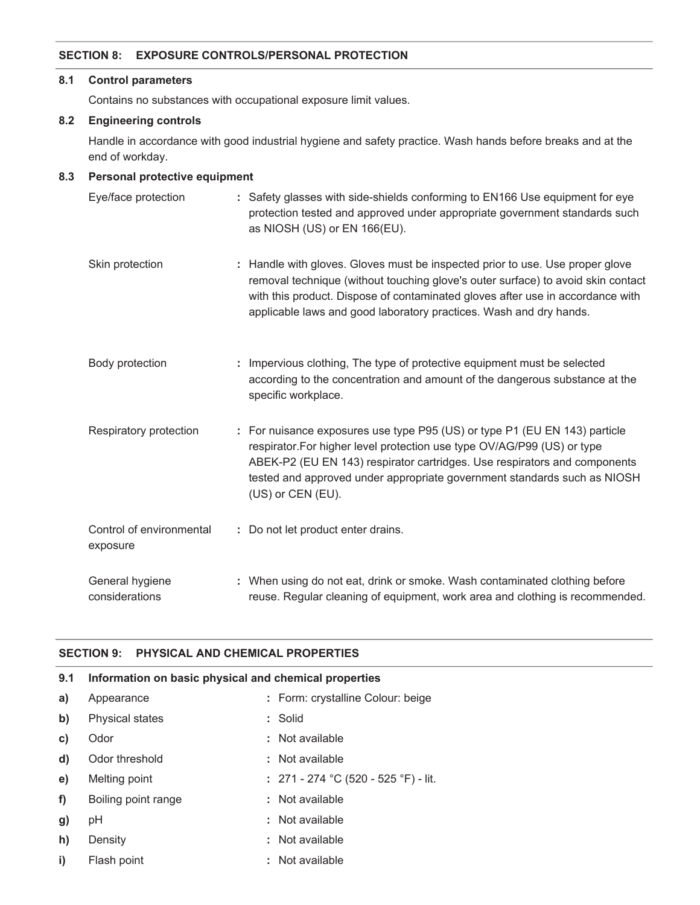## SECTION 8: EXPOSURE CONTROLS/PERSONAL PROTECTION

### 8.1 Control parameters

Contains no substances with occupational exposure limit values.

### 8.2 Engineering controls

Handle in accordance with good industrial hygiene and safety practice. Wash hands before breaks and at the end of workday.

### 8.3 Personal protective equipment

| | |
|---|---|
| Eye/face protection | : Safety glasses with side-shields conforming to EN166 Use equipment for eye protection tested and approved under appropriate government standards such as NIOSH (US) or EN 166(EU). |
| Skin protection | : Handle with gloves. Gloves must be inspected prior to use. Use proper glove removal technique (without touching glove's outer surface) to avoid skin contact with this product. Dispose of contaminated gloves after use in accordance with applicable laws and good laboratory practices. Wash and dry hands. |
| Body protection | : Impervious clothing, The type of protective equipment must be selected according to the concentration and amount of the dangerous substance at the specific workplace. |
| Respiratory protection | : For nuisance exposures use type P95 (US) or type P1 (EU EN 143) particle respirator.For higher level protection use type OV/AG/P99 (US) or type ABEK-P2 (EU EN 143) respirator cartridges. Use respirators and components tested and approved under appropriate government standards such as NIOSH (US) or CEN (EU). |
| Control of environmental exposure | : Do not let product enter drains. |
| General hygiene considerations | : When using do not eat, drink or smoke. Wash contaminated clothing before reuse. Regular cleaning of equipment, work area and clothing is recommended. |

## SECTION 9: PHYSICAL AND CHEMICAL PROPERTIES

### 9.1 Information on basic physical and chemical properties

| | | |
|---|---|---|
| a) | Appearance | : Form: crystalline Colour: beige |
| b) | Physical states | : Solid |
| c) | Odor | : Not available |
| d) | Odor threshold | : Not available |
| e) | Melting point | : 271 - 274 °C (520 - 525 °F) - lit. |
| f) | Boiling point range | : Not available |
| g) | pH | : Not available |
| h) | Density | : Not available |
| i) | Flash point | : Not available |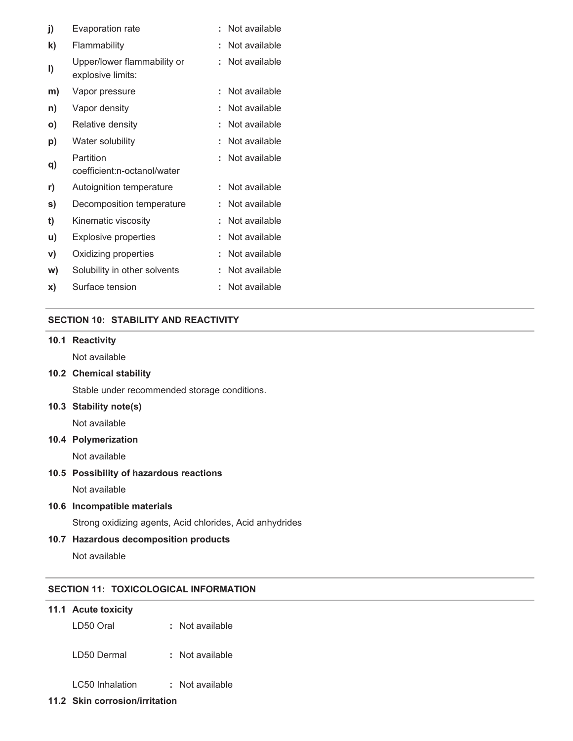| | | |
|---|---|---|
| **j)** | Evaporation rate | : Not available |
| **k)** | Flammability | : Not available |
| **l)** | Upper/lower flammability or explosive limits: | : Not available |
| **m)** | Vapor pressure | : Not available |
| **n)** | Vapor density | : Not available |
| **o)** | Relative density | : Not available |
| **p)** | Water solubility | : Not available |
| **q)** | Partition coefficient:n-octanol/water | : Not available |
| **r)** | Autoignition temperature | : Not available |
| **s)** | Decomposition temperature | : Not available |
| **t)** | Kinematic viscosity | : Not available |
| **u)** | Explosive properties | : Not available |
| **v)** | Oxidizing properties | : Not available |
| **w)** | Solubility in other solvents | : Not available |
| **x)** | Surface tension | : Not available |

## SECTION 10: STABILITY AND REACTIVITY

**10.1 Reactivity**

Not available

**10.2 Chemical stability**

Stable under recommended storage conditions.

**10.3 Stability note(s)**

Not available

**10.4 Polymerization**

Not available

**10.5 Possibility of hazardous reactions**

Not available

**10.6 Incompatible materials**

Strong oxidizing agents, Acid chlorides, Acid anhydrides

**10.7 Hazardous decomposition products**

Not available

## SECTION 11: TOXICOLOGICAL INFORMATION

**11.1 Acute toxicity**

LD50 Oral : Not available

LD50 Dermal : Not available

LC50 Inhalation : Not available

**11.2 Skin corrosion/irritation**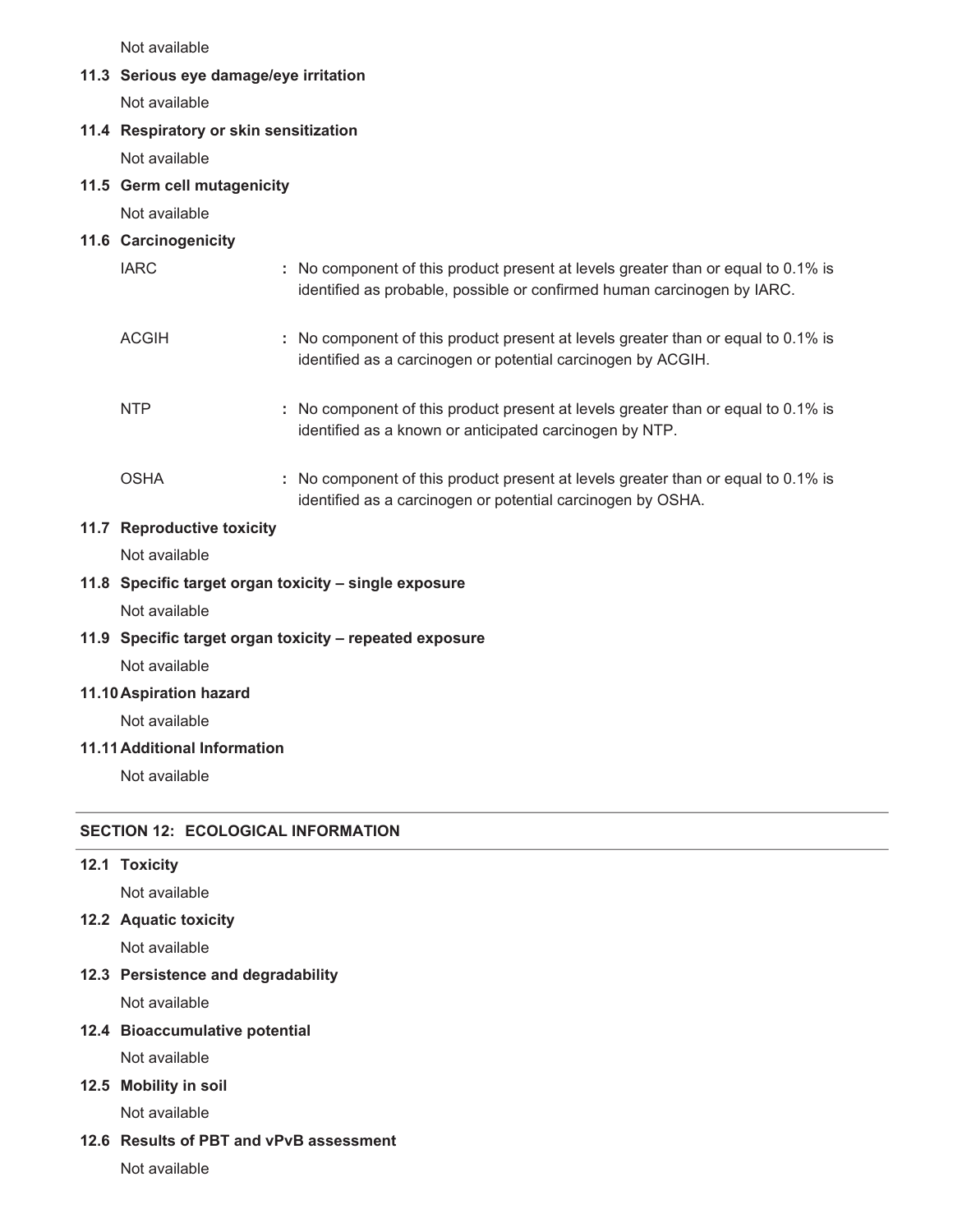Not available

### 11.3 Serious eye damage/eye irritation

Not available

### 11.4 Respiratory or skin sensitization

Not available

### 11.5 Germ cell mutagenicity

Not available

### 11.6 Carcinogenicity

| | |
|---|---|
| IARC | : No component of this product present at levels greater than or equal to 0.1% is identified as probable, possible or confirmed human carcinogen by IARC. |
| ACGIH | : No component of this product present at levels greater than or equal to 0.1% is identified as a carcinogen or potential carcinogen by ACGIH. |
| NTP | : No component of this product present at levels greater than or equal to 0.1% is identified as a known or anticipated carcinogen by NTP. |
| OSHA | : No component of this product present at levels greater than or equal to 0.1% is identified as a carcinogen or potential carcinogen by OSHA. |

### 11.7 Reproductive toxicity

Not available

### 11.8 Specific target organ toxicity – single exposure

Not available

### 11.9 Specific target organ toxicity – repeated exposure

Not available

### 11.10 Aspiration hazard

Not available

### 11.11 Additional Information

Not available

## SECTION 12: ECOLOGICAL INFORMATION

### 12.1 Toxicity

Not available

### 12.2 Aquatic toxicity

Not available

### 12.3 Persistence and degradability

Not available

### 12.4 Bioaccumulative potential

Not available

### 12.5 Mobility in soil

Not available

### 12.6 Results of PBT and vPvB assessment

Not available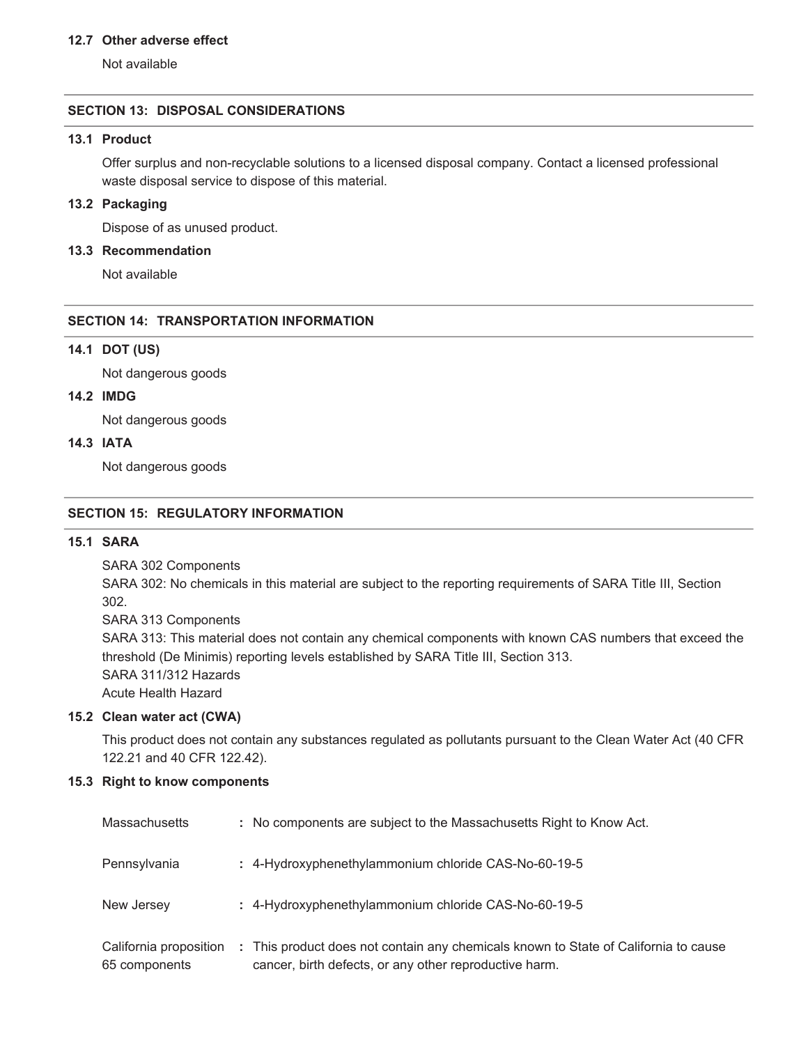### 12.7 Other adverse effect

Not available

## SECTION 13: DISPOSAL CONSIDERATIONS

### 13.1 Product

Offer surplus and non-recyclable solutions to a licensed disposal company. Contact a licensed professional waste disposal service to dispose of this material.

### 13.2 Packaging

Dispose of as unused product.

### 13.3 Recommendation

Not available

## SECTION 14: TRANSPORTATION INFORMATION

### 14.1 DOT (US)

Not dangerous goods

### 14.2 IMDG

Not dangerous goods

### 14.3 IATA

Not dangerous goods

## SECTION 15: REGULATORY INFORMATION

### 15.1 SARA

SARA 302 Components
SARA 302: No chemicals in this material are subject to the reporting requirements of SARA Title III, Section 302.
SARA 313 Components
SARA 313: This material does not contain any chemical components with known CAS numbers that exceed the threshold (De Minimis) reporting levels established by SARA Title III, Section 313.
SARA 311/312 Hazards
Acute Health Hazard

### 15.2 Clean water act (CWA)

This product does not contain any substances regulated as pollutants pursuant to the Clean Water Act (40 CFR 122.21 and 40 CFR 122.42).

### 15.3 Right to know components

| | |
|---|---|
| Massachusetts | : No components are subject to the Massachusetts Right to Know Act. |
| Pennsylvania | : 4-Hydroxyphenethylammonium chloride CAS-No-60-19-5 |
| New Jersey | : 4-Hydroxyphenethylammonium chloride CAS-No-60-19-5 |
| California proposition 65 components | : This product does not contain any chemicals known to State of California to cause cancer, birth defects, or any other reproductive harm. |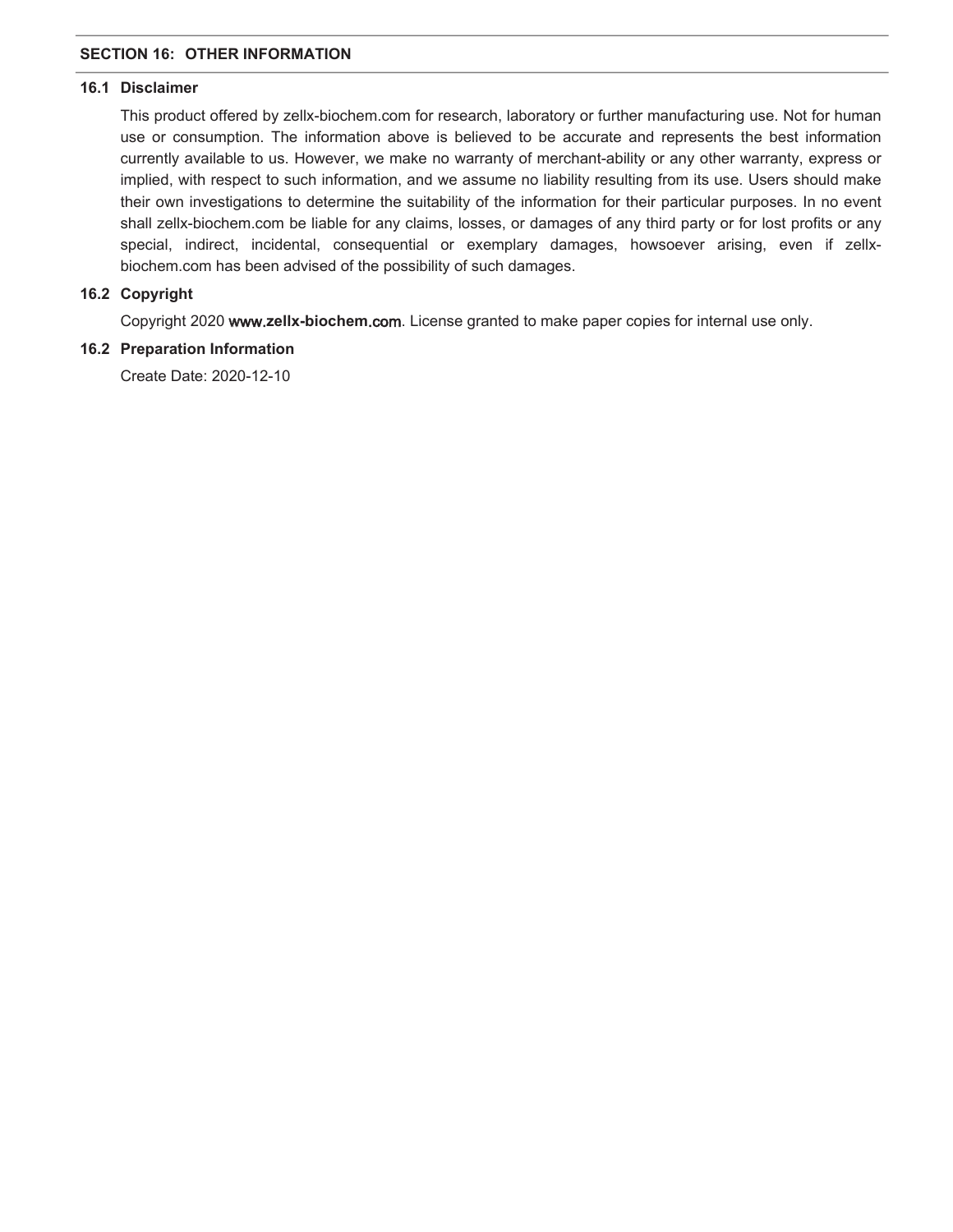## SECTION 16: OTHER INFORMATION

### 16.1 Disclaimer

This product offered by zellx-biochem.com for research, laboratory or further manufacturing use. Not for human use or consumption. The information above is believed to be accurate and represents the best information currently available to us. However, we make no warranty of merchant-ability or any other warranty, express or implied, with respect to such information, and we assume no liability resulting from its use. Users should make their own investigations to determine the suitability of the information for their particular purposes. In no event shall zellx-biochem.com be liable for any claims, losses, or damages of any third party or for lost profits or any special, indirect, incidental, consequential or exemplary damages, howsoever arising, even if zellx-biochem.com has been advised of the possibility of such damages.

### 16.2 Copyright

Copyright 2020 www.**zellx-biochem**.com. License granted to make paper copies for internal use only.

### 16.2 Preparation Information

Create Date: 2020-12-10